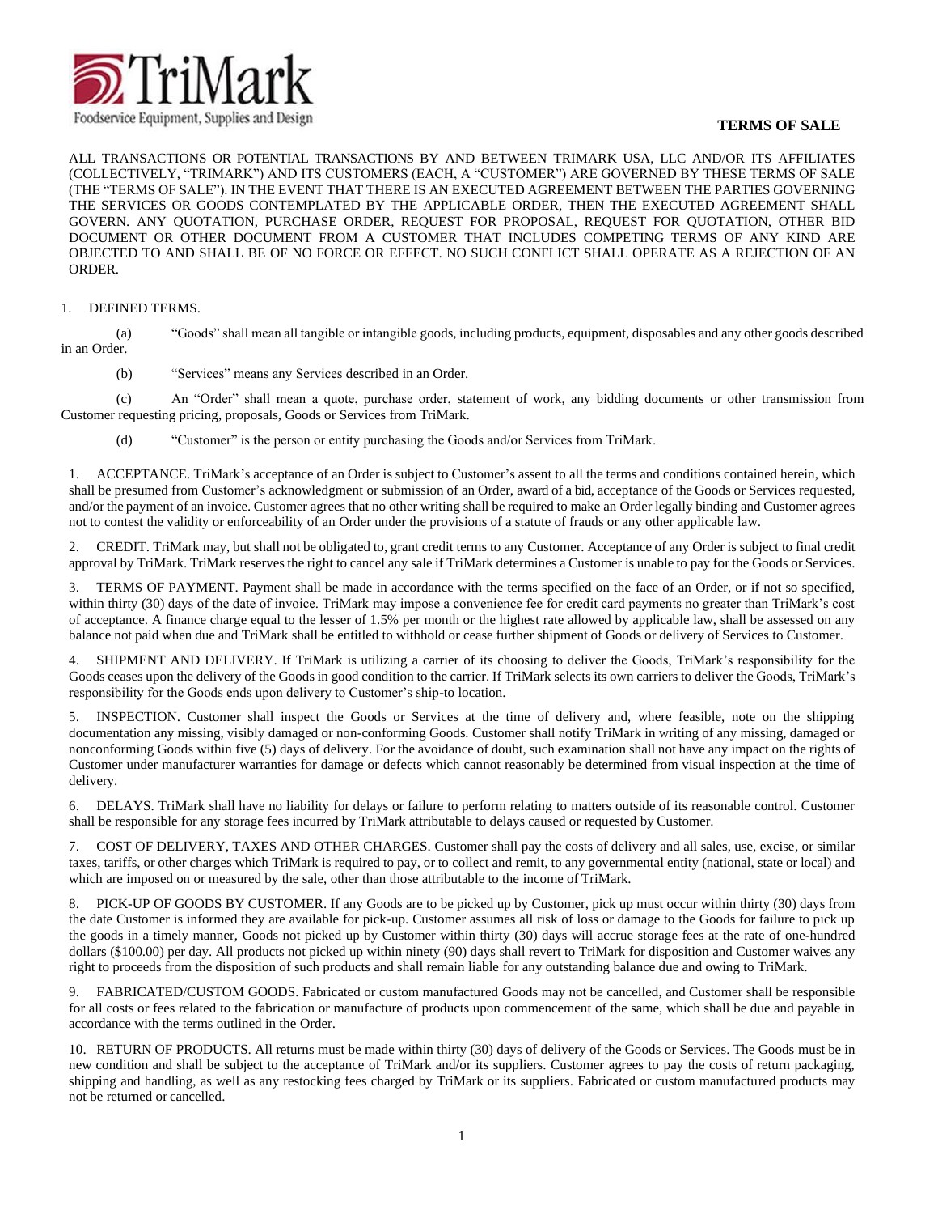TriMark

Foodservice Equipment, Supplies and Design

# TERMS OF SALE

ALL TRANSACTIONS OR POTENTIAL TRANSACTIONS BY AND BETWEEN TRIMARK USA, LLC AND/OR ITS AFFILIATES (COLLECTIVELY, "TRIMARK") AND ITS CUSTOMERS (EACH, A "CUSTOMER") ARE GOVERNED BY THESE TERMS OF SALE (THE "TERMS OF SALE"). IN THE EVENT THAT THERE IS AN EXECUTED AGREEMENT BETWEEN THE PARTIES GOVERNING THE SERVICES OR GOODS CONTEMPLATED BY THE APPLICABLE ORDER, THEN THE EXECUTED AGREEMENT SHALL GOVERN. ANY QUOTATION, PURCHASE ORDER, REQUEST FOR PROPOSAL, REQUEST FOR QUOTATION, OTHER BID DOCUMENT OR OTHER DOCUMENT FROM A CUSTOMER THAT INCLUDES COMPETING TERMS OF ANY KIND ARE OBJECTED TO AND SHALL BE OF NO FORCE OR EFFECT. NO SUCH CONFLICT SHALL OPERATE AS A REJECTION OF AN ORDER.

1. DEFINED TERMS.

(a) "Goods" shall mean all tangible or intangible goods, including products, equipment, disposables and any other goods described in an Order.

(b) "Services" means any Services described in an Order.

(c) An "Order" shall mean a quote, purchase order, statement of work, any bidding documents or other transmission from Customer requesting pricing, proposals, Goods or Services from TriMark.

(d) "Customer" is the person or entity purchasing the Goods and/or Services from TriMark.

1. ACCEPTANCE. TriMark's acceptance of an Order is subject to Customer's assent to all the terms and conditions contained herein, which shall be presumed from Customer's acknowledgment or submission of an Order, award of a bid, acceptance of the Goods or Services requested, and/or the payment of an invoice. Customer agrees that no other writing shall be required to make an Order legally binding and Customer agrees not to contest the validity or enforceability of an Order under the provisions of a statute of frauds or any other applicable law.

2. CREDIT. TriMark may, but shall not be obligated to, grant credit terms to any Customer. Acceptance of any Order is subject to final credit approval by TriMark. TriMark reserves the right to cancel any sale if TriMark determines a Customer is unable to pay for the Goods or Services.

3. TERMS OF PAYMENT. Payment shall be made in accordance with the terms specified on the face of an Order, or if not so specified, within thirty (30) days of the date of invoice. TriMark may impose a convenience fee for credit card payments no greater than TriMark's cost of acceptance. A finance charge equal to the lesser of 1.5% per month or the highest rate allowed by applicable law, shall be assessed on any balance not paid when due and TriMark shall be entitled to withhold or cease further shipment of Goods or delivery of Services to Customer.

4. SHIPMENT AND DELIVERY. If TriMark is utilizing a carrier of its choosing to deliver the Goods, TriMark's responsibility for the Goods ceases upon the delivery of the Goods in good condition to the carrier. If TriMark selects its own carriers to deliver the Goods, TriMark's responsibility for the Goods ends upon delivery to Customer's ship-to location.

5. INSPECTION. Customer shall inspect the Goods or Services at the time of delivery and, where feasible, note on the shipping documentation any missing, visibly damaged or non-conforming Goods. Customer shall notify TriMark in writing of any missing, damaged or nonconforming Goods within five (5) days of delivery. For the avoidance of doubt, such examination shall not have any impact on the rights of Customer under manufacturer warranties for damage or defects which cannot reasonably be determined from visual inspection at the time of delivery.

6. DELAYS. TriMark shall have no liability for delays or failure to perform relating to matters outside of its reasonable control. Customer shall be responsible for any storage fees incurred by TriMark attributable to delays caused or requested by Customer.

7. COST OF DELIVERY, TAXES AND OTHER CHARGES. Customer shall pay the costs of delivery and all sales, use, excise, or similar taxes, tariffs, or other charges which TriMark is required to pay, or to collect and remit, to any governmental entity (national, state or local) and which are imposed on or measured by the sale, other than those attributable to the income of TriMark.

8. PICK-UP OF GOODS BY CUSTOMER. If any Goods are to be picked up by Customer, pick up must occur within thirty (30) days from the date Customer is informed they are available for pick-up. Customer assumes all risk of loss or damage to the Goods for failure to pick up the goods in a timely manner, Goods not picked up by Customer within thirty (30) days will accrue storage fees at the rate of one-hundred dollars ($100.00) per day. All products not picked up within ninety (90) days shall revert to TriMark for disposition and Customer waives any right to proceeds from the disposition of such products and shall remain liable for any outstanding balance due and owing to TriMark.

9. FABRICATED/CUSTOM GOODS. Fabricated or custom manufactured Goods may not be cancelled, and Customer shall be responsible for all costs or fees related to the fabrication or manufacture of products upon commencement of the same, which shall be due and payable in accordance with the terms outlined in the Order.

10. RETURN OF PRODUCTS. All returns must be made within thirty (30) days of delivery of the Goods or Services. The Goods must be in new condition and shall be subject to the acceptance of TriMark and/or its suppliers. Customer agrees to pay the costs of return packaging, shipping and handling, as well as any restocking fees charged by TriMark or its suppliers. Fabricated or custom manufactured products may not be returned or cancelled.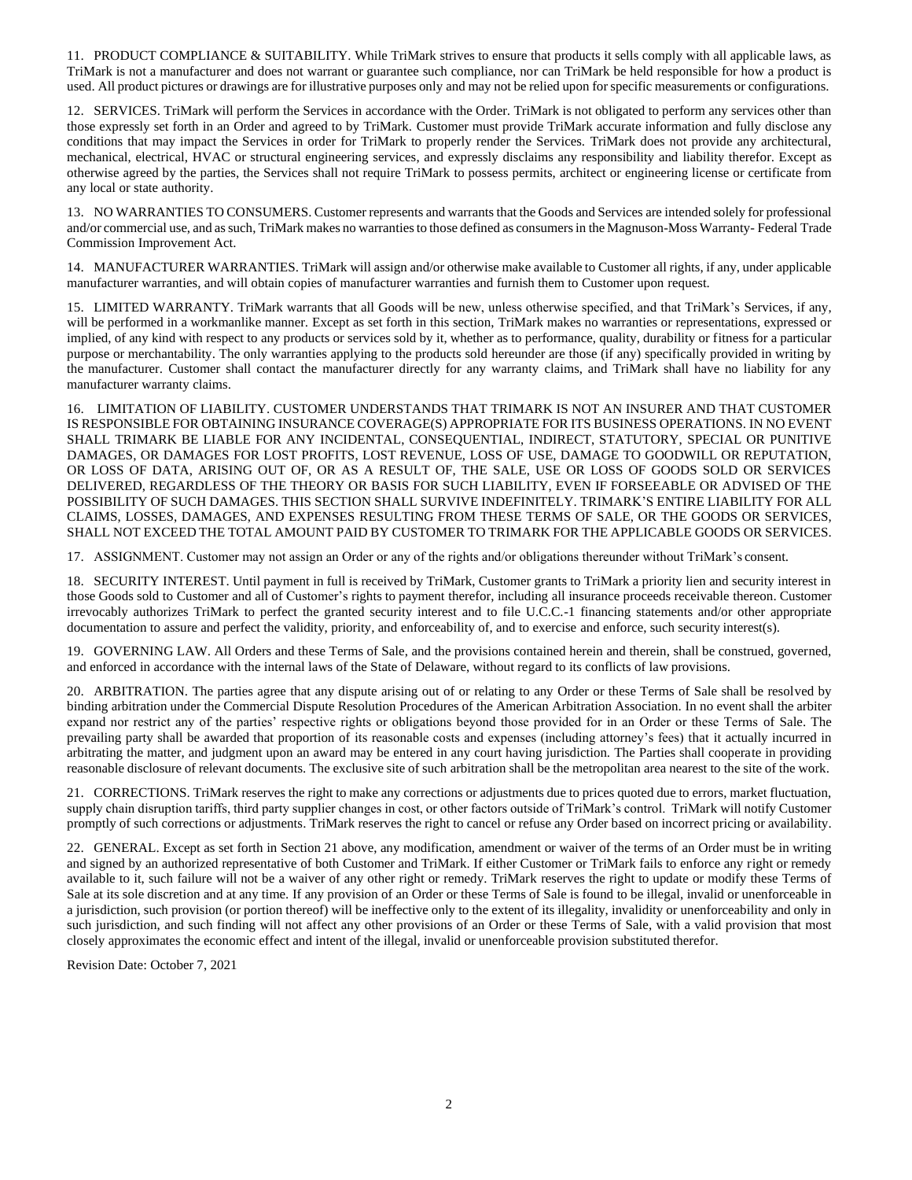11. PRODUCT COMPLIANCE & SUITABILITY. While TriMark strives to ensure that products it sells comply with all applicable laws, as TriMark is not a manufacturer and does not warrant or guarantee such compliance, nor can TriMark be held responsible for how a product is used. All product pictures or drawings are for illustrative purposes only and may not be relied upon for specific measurements or configurations.

12. SERVICES. TriMark will perform the Services in accordance with the Order. TriMark is not obligated to perform any services other than those expressly set forth in an Order and agreed to by TriMark. Customer must provide TriMark accurate information and fully disclose any conditions that may impact the Services in order for TriMark to properly render the Services. TriMark does not provide any architectural, mechanical, electrical, HVAC or structural engineering services, and expressly disclaims any responsibility and liability therefor. Except as otherwise agreed by the parties, the Services shall not require TriMark to possess permits, architect or engineering license or certificate from any local or state authority.

13. NO WARRANTIES TO CONSUMERS. Customer represents and warrants that the Goods and Services are intended solely for professional and/or commercial use, and as such, TriMark makes no warranties to those defined as consumers in the Magnuson-Moss Warranty- Federal Trade Commission Improvement Act.

14. MANUFACTURER WARRANTIES. TriMark will assign and/or otherwise make available to Customer all rights, if any, under applicable manufacturer warranties, and will obtain copies of manufacturer warranties and furnish them to Customer upon request.

15. LIMITED WARRANTY. TriMark warrants that all Goods will be new, unless otherwise specified, and that TriMark's Services, if any, will be performed in a workmanlike manner. Except as set forth in this section, TriMark makes no warranties or representations, expressed or implied, of any kind with respect to any products or services sold by it, whether as to performance, quality, durability or fitness for a particular purpose or merchantability. The only warranties applying to the products sold hereunder are those (if any) specifically provided in writing by the manufacturer. Customer shall contact the manufacturer directly for any warranty claims, and TriMark shall have no liability for any manufacturer warranty claims.

16. LIMITATION OF LIABILITY. CUSTOMER UNDERSTANDS THAT TRIMARK IS NOT AN INSURER AND THAT CUSTOMER IS RESPONSIBLE FOR OBTAINING INSURANCE COVERAGE(S) APPROPRIATE FOR ITS BUSINESS OPERATIONS. IN NO EVENT SHALL TRIMARK BE LIABLE FOR ANY INCIDENTAL, CONSEQUENTIAL, INDIRECT, STATUTORY, SPECIAL OR PUNITIVE DAMAGES, OR DAMAGES FOR LOST PROFITS, LOST REVENUE, LOSS OF USE, DAMAGE TO GOODWILL OR REPUTATION, OR LOSS OF DATA, ARISING OUT OF, OR AS A RESULT OF, THE SALE, USE OR LOSS OF GOODS SOLD OR SERVICES DELIVERED, REGARDLESS OF THE THEORY OR BASIS FOR SUCH LIABILITY, EVEN IF FORSEEABLE OR ADVISED OF THE POSSIBILITY OF SUCH DAMAGES. THIS SECTION SHALL SURVIVE INDEFINITELY. TRIMARK'S ENTIRE LIABILITY FOR ALL CLAIMS, LOSSES, DAMAGES, AND EXPENSES RESULTING FROM THESE TERMS OF SALE, OR THE GOODS OR SERVICES, SHALL NOT EXCEED THE TOTAL AMOUNT PAID BY CUSTOMER TO TRIMARK FOR THE APPLICABLE GOODS OR SERVICES.

17. ASSIGNMENT. Customer may not assign an Order or any of the rights and/or obligations thereunder without TriMark's consent.

18. SECURITY INTEREST. Until payment in full is received by TriMark, Customer grants to TriMark a priority lien and security interest in those Goods sold to Customer and all of Customer's rights to payment therefor, including all insurance proceeds receivable thereon. Customer irrevocably authorizes TriMark to perfect the granted security interest and to file U.C.C.-1 financing statements and/or other appropriate documentation to assure and perfect the validity, priority, and enforceability of, and to exercise and enforce, such security interest(s).

19. GOVERNING LAW. All Orders and these Terms of Sale, and the provisions contained herein and therein, shall be construed, governed, and enforced in accordance with the internal laws of the State of Delaware, without regard to its conflicts of law provisions.

20. ARBITRATION. The parties agree that any dispute arising out of or relating to any Order or these Terms of Sale shall be resolved by binding arbitration under the Commercial Dispute Resolution Procedures of the American Arbitration Association. In no event shall the arbiter expand nor restrict any of the parties' respective rights or obligations beyond those provided for in an Order or these Terms of Sale. The prevailing party shall be awarded that proportion of its reasonable costs and expenses (including attorney's fees) that it actually incurred in arbitrating the matter, and judgment upon an award may be entered in any court having jurisdiction. The Parties shall cooperate in providing reasonable disclosure of relevant documents. The exclusive site of such arbitration shall be the metropolitan area nearest to the site of the work.

21. CORRECTIONS. TriMark reserves the right to make any corrections or adjustments due to prices quoted due to errors, market fluctuation, supply chain disruption tariffs, third party supplier changes in cost, or other factors outside of TriMark's control. TriMark will notify Customer promptly of such corrections or adjustments. TriMark reserves the right to cancel or refuse any Order based on incorrect pricing or availability.

22. GENERAL. Except as set forth in Section 21 above, any modification, amendment or waiver of the terms of an Order must be in writing and signed by an authorized representative of both Customer and TriMark. If either Customer or TriMark fails to enforce any right or remedy available to it, such failure will not be a waiver of any other right or remedy. TriMark reserves the right to update or modify these Terms of Sale at its sole discretion and at any time. If any provision of an Order or these Terms of Sale is found to be illegal, invalid or unenforceable in a jurisdiction, such provision (or portion thereof) will be ineffective only to the extent of its illegality, invalidity or unenforceability and only in such jurisdiction, and such finding will not affect any other provisions of an Order or these Terms of Sale, with a valid provision that most closely approximates the economic effect and intent of the illegal, invalid or unenforceable provision substituted therefor.

Revision Date: October 7, 2021